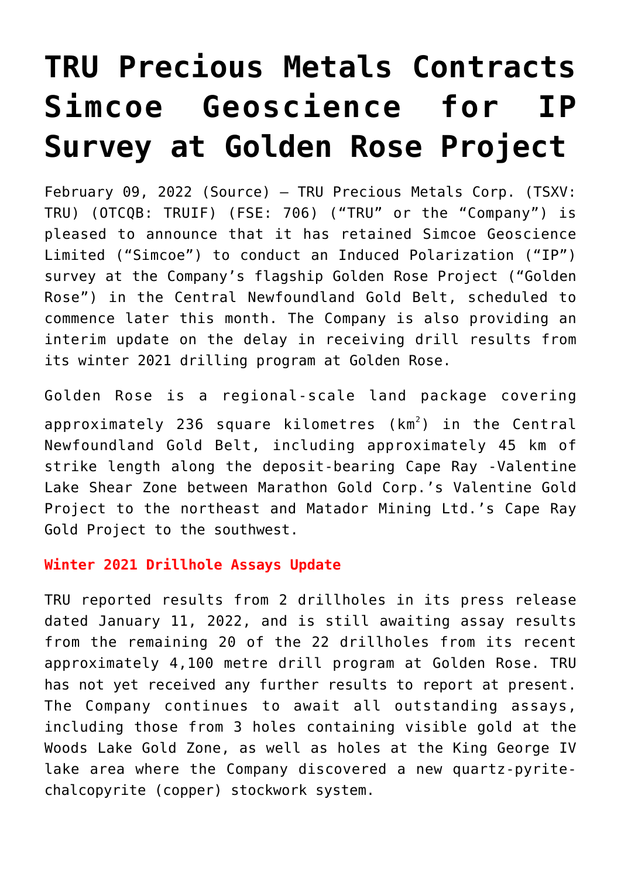# TRU Precious Metals Contracts Simcoe Geoscience for IP Survey at Golden Rose Project

February 09, 2022 (Source) — TRU Precious Metals Corp. (TSXV: TRU) (OTCQB: TRUIF) (FSE: 706) ("TRU" or the "Company") is pleased to announce that it has retained Simcoe Geoscience Limited ("Simcoe") to conduct an Induced Polarization ("IP") survey at the Company's flagship Golden Rose Project ("Golden Rose") in the Central Newfoundland Gold Belt, scheduled to commence later this month. The Company is also providing an interim update on the delay in receiving drill results from its winter 2021 drilling program at Golden Rose.

Golden Rose is a regional-scale land package covering approximately 236 square kilometres ($km^2$) in the Central Newfoundland Gold Belt, including approximately 45 km of strike length along the deposit-bearing Cape Ray -Valentine Lake Shear Zone between Marathon Gold Corp.'s Valentine Gold Project to the northeast and Matador Mining Ltd.'s Cape Ray Gold Project to the southwest.

**Winter 2021 Drillhole Assays Update**

TRU reported results from 2 drillholes in its press release dated January 11, 2022, and is still awaiting assay results from the remaining 20 of the 22 drillholes from its recent approximately 4,100 metre drill program at Golden Rose. TRU has not yet received any further results to report at present. The Company continues to await all outstanding assays, including those from 3 holes containing visible gold at the Woods Lake Gold Zone, as well as holes at the King George IV lake area where the Company discovered a new quartz-pyrite-chalcopyrite (copper) stockwork system.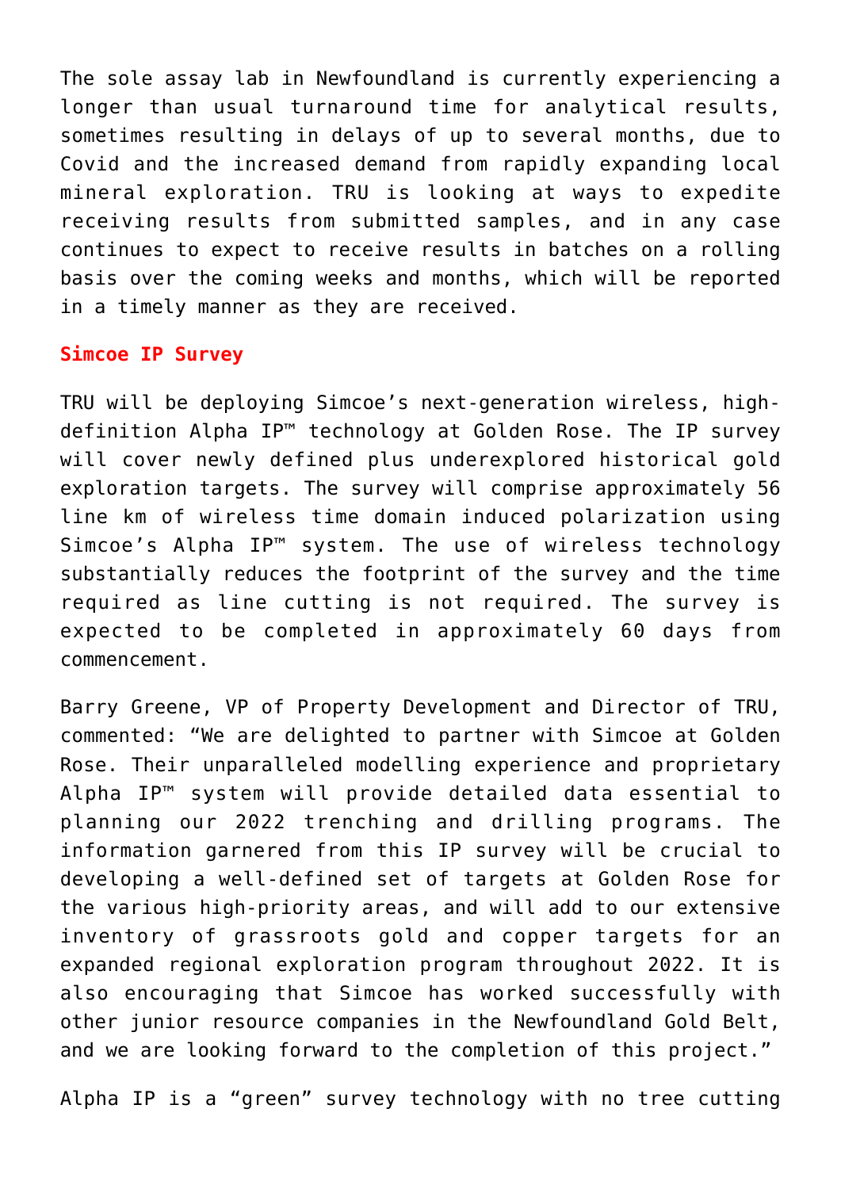The sole assay lab in Newfoundland is currently experiencing a longer than usual turnaround time for analytical results, sometimes resulting in delays of up to several months, due to Covid and the increased demand from rapidly expanding local mineral exploration. TRU is looking at ways to expedite receiving results from submitted samples, and in any case continues to expect to receive results in batches on a rolling basis over the coming weeks and months, which will be reported in a timely manner as they are received.

## Simcoe IP Survey

TRU will be deploying Simcoe's next-generation wireless, high-definition Alpha IP™ technology at Golden Rose. The IP survey will cover newly defined plus underexplored historical gold exploration targets. The survey will comprise approximately 56 line km of wireless time domain induced polarization using Simcoe's Alpha IP™ system. The use of wireless technology substantially reduces the footprint of the survey and the time required as line cutting is not required. The survey is expected to be completed in approximately 60 days from commencement.

Barry Greene, VP of Property Development and Director of TRU, commented: "We are delighted to partner with Simcoe at Golden Rose. Their unparalleled modelling experience and proprietary Alpha IP™ system will provide detailed data essential to planning our 2022 trenching and drilling programs. The information garnered from this IP survey will be crucial to developing a well-defined set of targets at Golden Rose for the various high-priority areas, and will add to our extensive inventory of grassroots gold and copper targets for an expanded regional exploration program throughout 2022. It is also encouraging that Simcoe has worked successfully with other junior resource companies in the Newfoundland Gold Belt, and we are looking forward to the completion of this project."

Alpha IP is a "green" survey technology with no tree cutting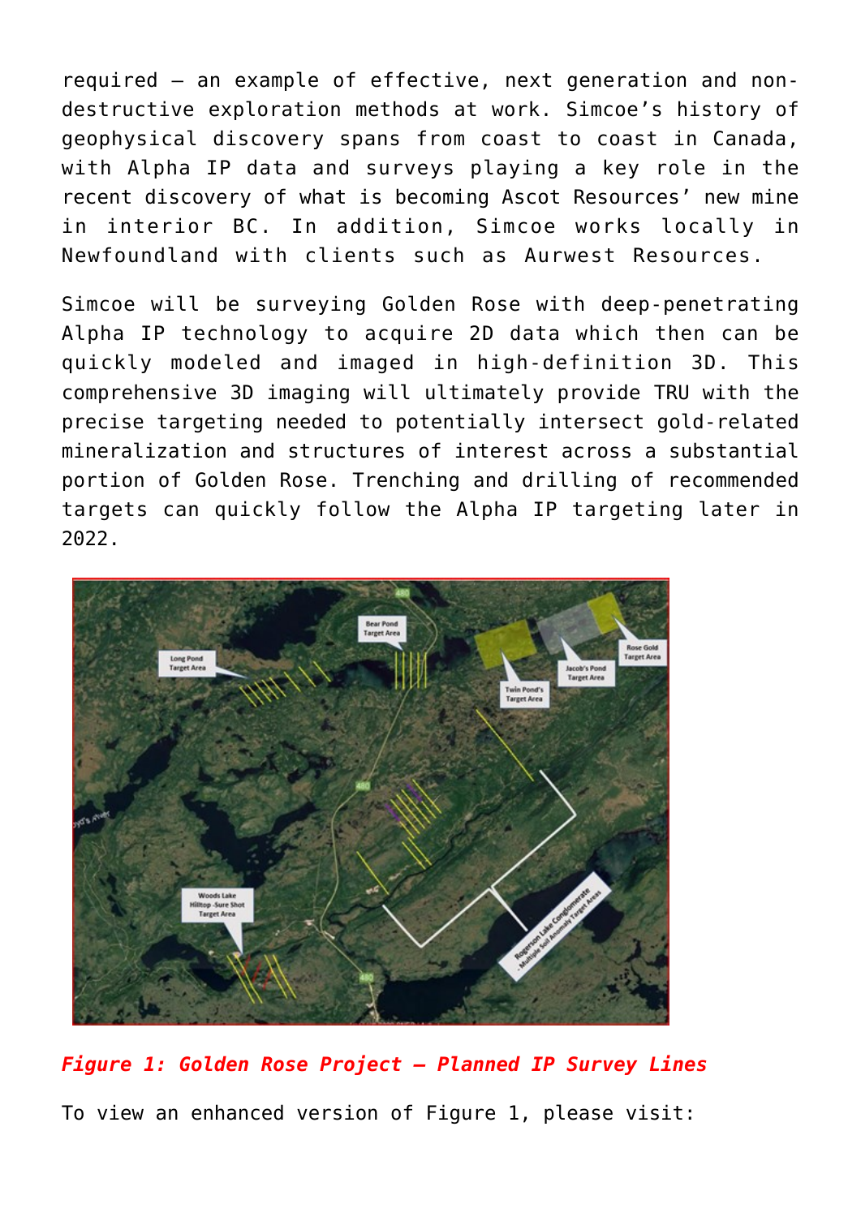required – an example of effective, next generation and non-destructive exploration methods at work. Simcoe's history of geophysical discovery spans from coast to coast in Canada, with Alpha IP data and surveys playing a key role in the recent discovery of what is becoming Ascot Resources' new mine in interior BC. In addition, Simcoe works locally in Newfoundland with clients such as Aurwest Resources.

Simcoe will be surveying Golden Rose with deep-penetrating Alpha IP technology to acquire 2D data which then can be quickly modeled and imaged in high-definition 3D. This comprehensive 3D imaging will ultimately provide TRU with the precise targeting needed to potentially intersect gold-related mineralization and structures of interest across a substantial portion of Golden Rose. Trenching and drilling of recommended targets can quickly follow the Alpha IP targeting later in 2022.

***Figure 1: Golden Rose Project – Planned IP Survey Lines***

To view an enhanced version of Figure 1, please visit: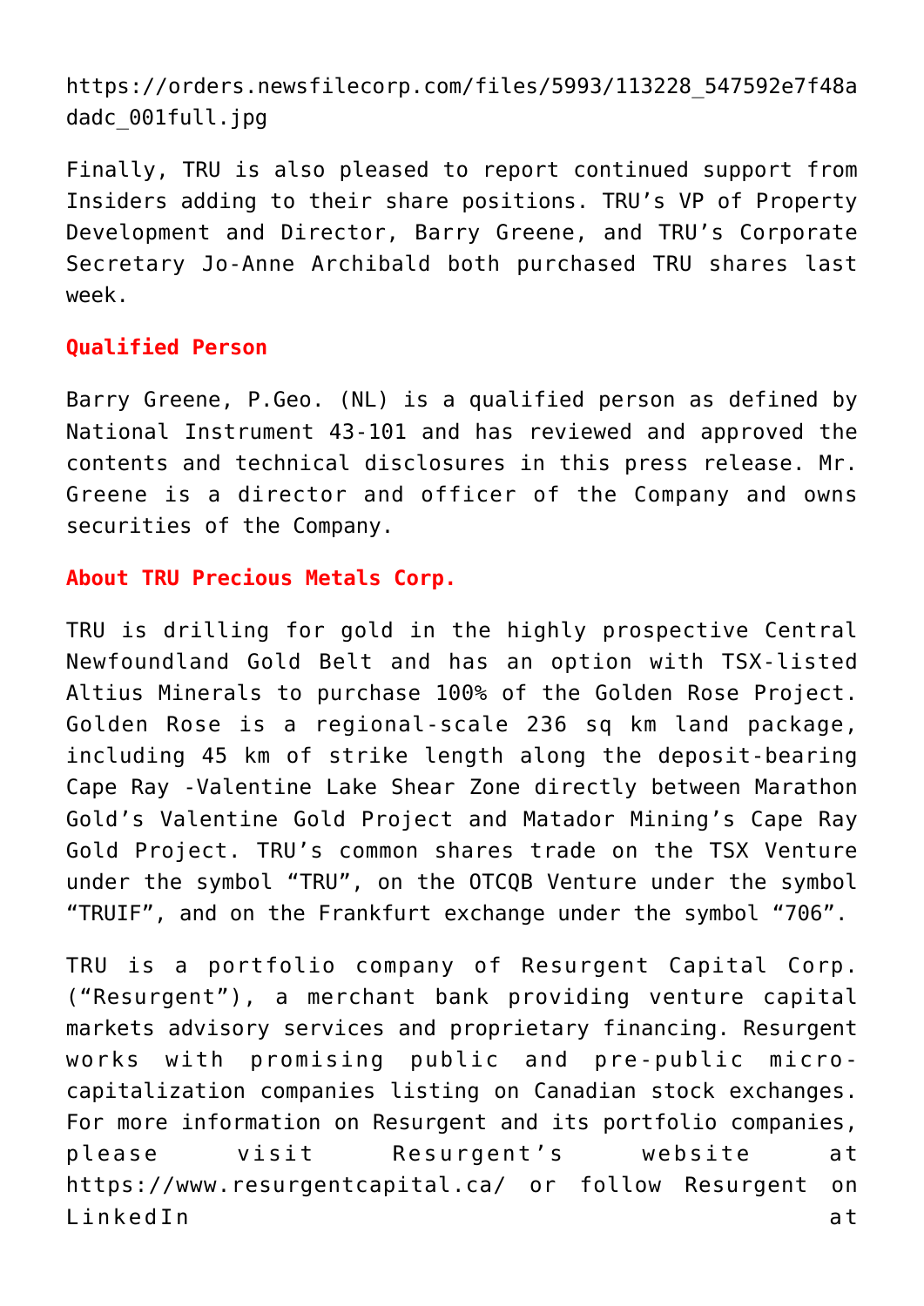https://orders.newsfilecorp.com/files/5993/113228_547592e7f48adadc_001full.jpg

Finally, TRU is also pleased to report continued support from Insiders adding to their share positions. TRU's VP of Property Development and Director, Barry Greene, and TRU's Corporate Secretary Jo-Anne Archibald both purchased TRU shares last week.

**Qualified Person**

Barry Greene, P.Geo. (NL) is a qualified person as defined by National Instrument 43-101 and has reviewed and approved the contents and technical disclosures in this press release. Mr. Greene is a director and officer of the Company and owns securities of the Company.

**About TRU Precious Metals Corp.**

TRU is drilling for gold in the highly prospective Central Newfoundland Gold Belt and has an option with TSX-listed Altius Minerals to purchase 100% of the Golden Rose Project. Golden Rose is a regional-scale 236 sq km land package, including 45 km of strike length along the deposit-bearing Cape Ray -Valentine Lake Shear Zone directly between Marathon Gold's Valentine Gold Project and Matador Mining's Cape Ray Gold Project. TRU's common shares trade on the TSX Venture under the symbol "TRU", on the OTCQB Venture under the symbol "TRUIF", and on the Frankfurt exchange under the symbol "706".

TRU is a portfolio company of Resurgent Capital Corp. ("Resurgent"), a merchant bank providing venture capital markets advisory services and proprietary financing. Resurgent works with promising public and pre-public micro-capitalization companies listing on Canadian stock exchanges. For more information on Resurgent and its portfolio companies, please visit Resurgent's website at https://www.resurgentcapital.ca/ or follow Resurgent on LinkedIn at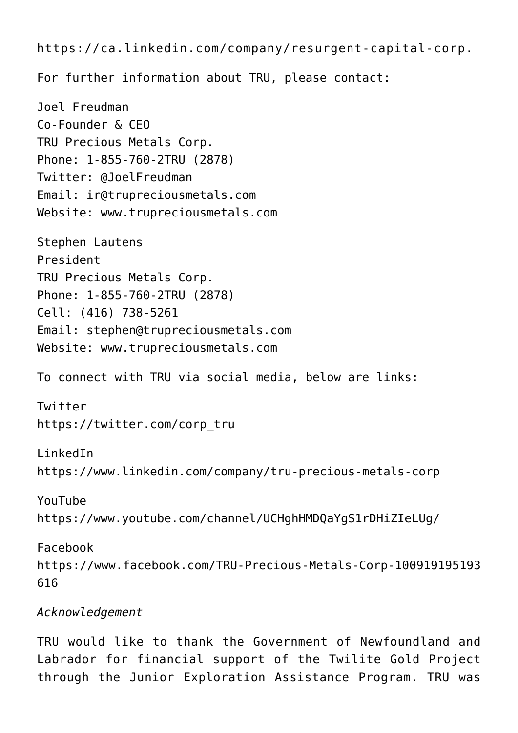https://ca.linkedin.com/company/resurgent-capital-corp.

For further information about TRU, please contact:

Joel Freudman
Co-Founder & CEO
TRU Precious Metals Corp.
Phone: 1-855-760-2TRU (2878)
Twitter: @JoelFreudman
Email: ir@trupreciousmetals.com
Website: www.trupreciousmetals.com

Stephen Lautens
President
TRU Precious Metals Corp.
Phone: 1-855-760-2TRU (2878)
Cell: (416) 738-5261
Email: stephen@trupreciousmetals.com
Website: www.trupreciousmetals.com

To connect with TRU via social media, below are links:

Twitter
https://twitter.com/corp_tru

LinkedIn
https://www.linkedin.com/company/tru-precious-metals-corp

YouTube
https://www.youtube.com/channel/UCHghHMDQaYgS1rDHiZIeLUg/

Facebook
https://www.facebook.com/TRU-Precious-Metals-Corp-100919195193616

*Acknowledgement*

TRU would like to thank the Government of Newfoundland and Labrador for financial support of the Twilite Gold Project through the Junior Exploration Assistance Program. TRU was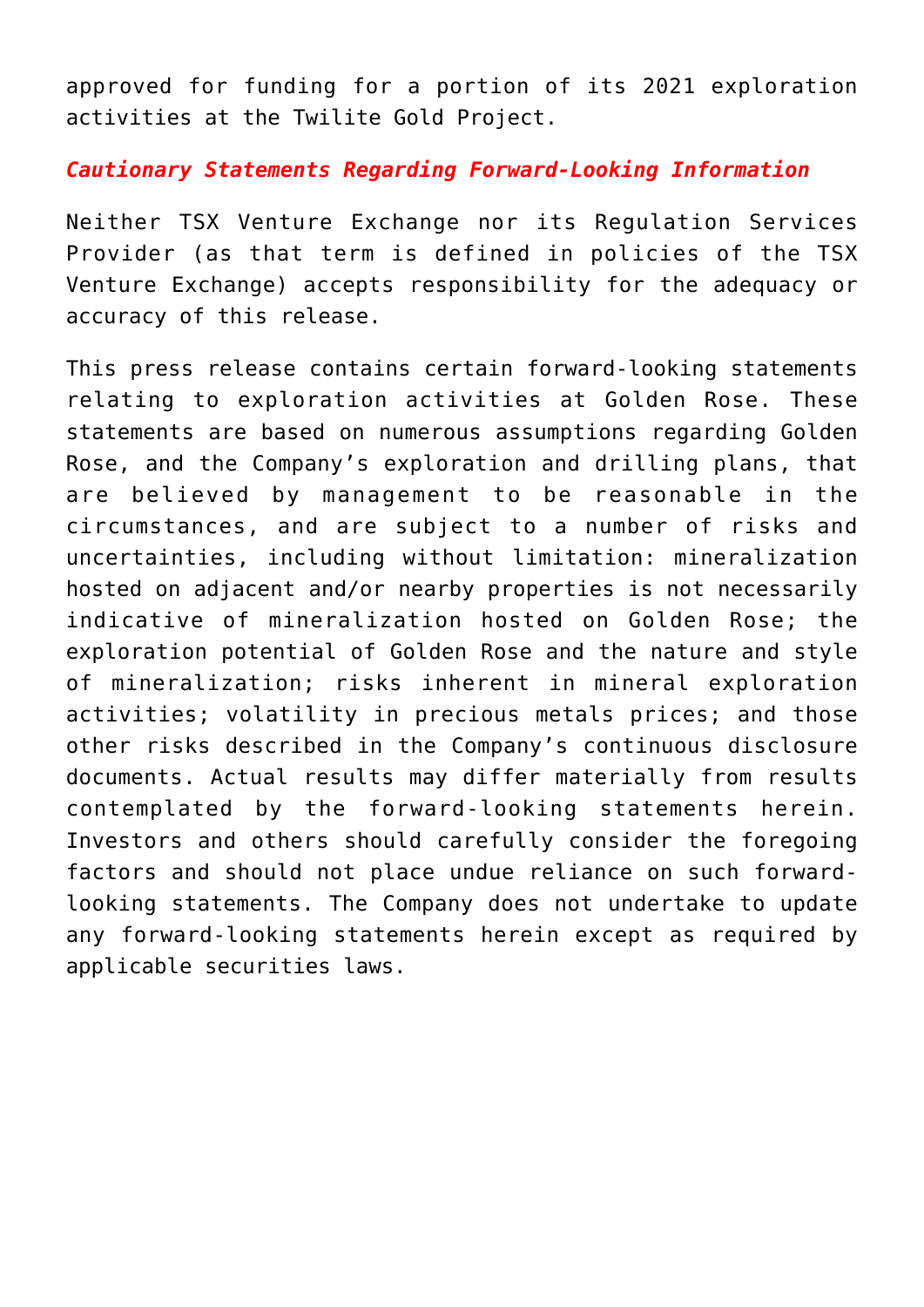approved for funding for a portion of its 2021 exploration activities at the Twilite Gold Project.

***Cautionary Statements Regarding Forward-Looking Information***

Neither TSX Venture Exchange nor its Regulation Services Provider (as that term is defined in policies of the TSX Venture Exchange) accepts responsibility for the adequacy or accuracy of this release.

This press release contains certain forward-looking statements relating to exploration activities at Golden Rose. These statements are based on numerous assumptions regarding Golden Rose, and the Company's exploration and drilling plans, that are believed by management to be reasonable in the circumstances, and are subject to a number of risks and uncertainties, including without limitation: mineralization hosted on adjacent and/or nearby properties is not necessarily indicative of mineralization hosted on Golden Rose; the exploration potential of Golden Rose and the nature and style of mineralization; risks inherent in mineral exploration activities; volatility in precious metals prices; and those other risks described in the Company's continuous disclosure documents. Actual results may differ materially from results contemplated by the forward-looking statements herein. Investors and others should carefully consider the foregoing factors and should not place undue reliance on such forward-looking statements. The Company does not undertake to update any forward-looking statements herein except as required by applicable securities laws.